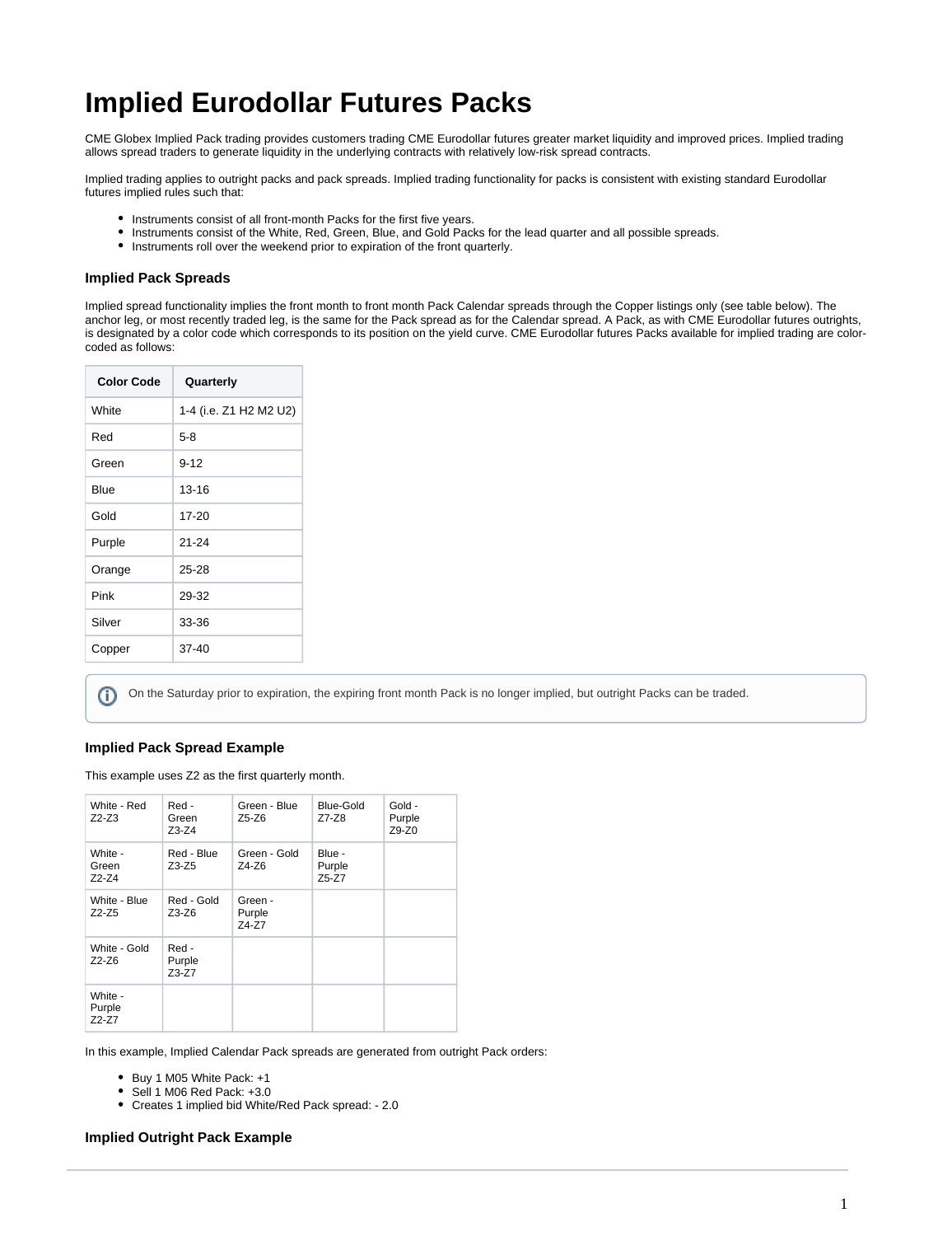# Implied Eurodollar Futures Packs

CME Globex Implied Pack trading provides customers trading CME Eurodollar futures greater market liquidity and improved prices. Implied trading allows spread traders to generate liquidity in the underlying contracts with relatively low-risk spread contracts.

Implied trading applies to outright packs and pack spreads. Implied trading functionality for packs is consistent with existing standard Eurodollar futures implied rules such that:

- Instruments consist of all front-month Packs for the first five years.
- Instruments consist of the White, Red, Green, Blue, and Gold Packs for the lead quarter and all possible spreads.
- Instruments roll over the weekend prior to expiration of the front quarterly.

### Implied Pack Spreads

Implied spread functionality implies the front month to front month Pack Calendar spreads through the Copper listings only (see table below). The anchor leg, or most recently traded leg, is the same for the Pack spread as for the Calendar spread. A Pack, as with CME Eurodollar futures outrights, is designated by a color code which corresponds to its position on the yield curve. CME Eurodollar futures Packs available for implied trading are color-coded as follows:

| Color Code | Quarterly |
|---|---|
| White | 1-4 (i.e. Z1 H2 M2 U2) |
| Red | 5-8 |
| Green | 9-12 |
| Blue | 13-16 |
| Gold | 17-20 |
| Purple | 21-24 |
| Orange | 25-28 |
| Pink | 29-32 |
| Silver | 33-36 |
| Copper | 37-40 |

On the Saturday prior to expiration, the expiring front month Pack is no longer implied, but outright Packs can be traded.

### Implied Pack Spread Example

This example uses Z2 as the first quarterly month.

| White - Red Z2-Z3 | Red - Green Z3-Z4 | Green - Blue Z5-Z6 | Blue-Gold Z7-Z8 | Gold - Purple Z9-Z0 |
|---|---|---|---|---|
| White - Green Z2-Z4 | Red - Blue Z3-Z5 | Green - Gold Z4-Z6 | Blue - Purple Z5-Z7 | |
| White - Blue Z2-Z5 | Red - Gold Z3-Z6 | Green - Purple Z4-Z7 | | |
| White - Gold Z2-Z6 | Red - Purple Z3-Z7 | | | |
| White - Purple Z2-Z7 | | | | |

In this example, Implied Calendar Pack spreads are generated from outright Pack orders:

- Buy 1 M05 White Pack: +1
- Sell 1 M06 Red Pack: +3.0
- Creates 1 implied bid White/Red Pack spread: - 2.0

### Implied Outright Pack Example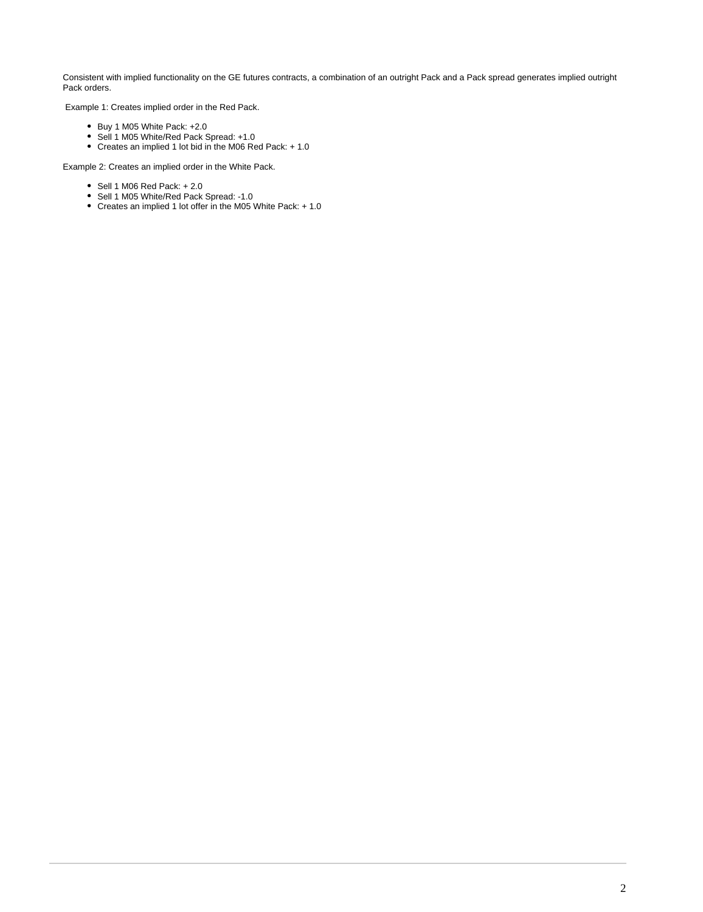Consistent with implied functionality on the GE futures contracts, a combination of an outright Pack and a Pack spread generates implied outright Pack orders.

Example 1: Creates implied order in the Red Pack.

- Buy 1 M05 White Pack: +2.0
- Sell 1 M05 White/Red Pack Spread: +1.0
- Creates an implied 1 lot bid in the M06 Red Pack: + 1.0

Example 2: Creates an implied order in the White Pack.

- Sell 1 M06 Red Pack: + 2.0
- Sell 1 M05 White/Red Pack Spread: -1.0
- Creates an implied 1 lot offer in the M05 White Pack: + 1.0